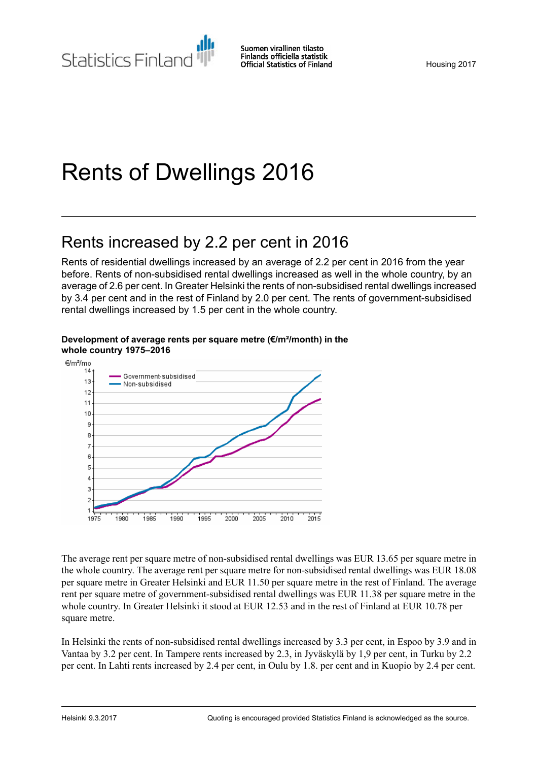# Rents of Dwellings 2016

## Rents increased by 2.2 per cent in 2016

Rents of residential dwellings increased by an average of 2.2 per cent in 2016 from the year before. Rents of non-subsidised rental dwellings increased as well in the whole country, by an average of 2.6 per cent. In Greater Helsinki the rents of non-subsidised rental dwellings increased by 3.4 per cent and in the rest of Finland by 2.0 per cent. The rents of government-subsidised rental dwellings increased by 1.5 per cent in the whole country.

**Development of average rents per square metre (€/m²/month) in the whole country 1975–2016**

The average rent per square metre of non-subsidised rental dwellings was EUR 13.65 per square metre in the whole country. The average rent per square metre for non-subsidised rental dwellings was EUR 18.08 per square metre in Greater Helsinki and EUR 11.50 per square metre in the rest of Finland. The average rent per square metre of government-subsidised rental dwellings was EUR 11.38 per square metre in the whole country. In Greater Helsinki it stood at EUR 12.53 and in the rest of Finland at EUR 10.78 per square metre.

In Helsinki the rents of non-subsidised rental dwellings increased by 3.3 per cent, in Espoo by 3.9 and in Vantaa by 3.2 per cent. In Tampere rents increased by 2.3, in Jyväskylä by 1,9 per cent, in Turku by 2.2 per cent. In Lahti rents increased by 2.4 per cent, in Oulu by 1.8. per cent and in Kuopio by 2.4 per cent.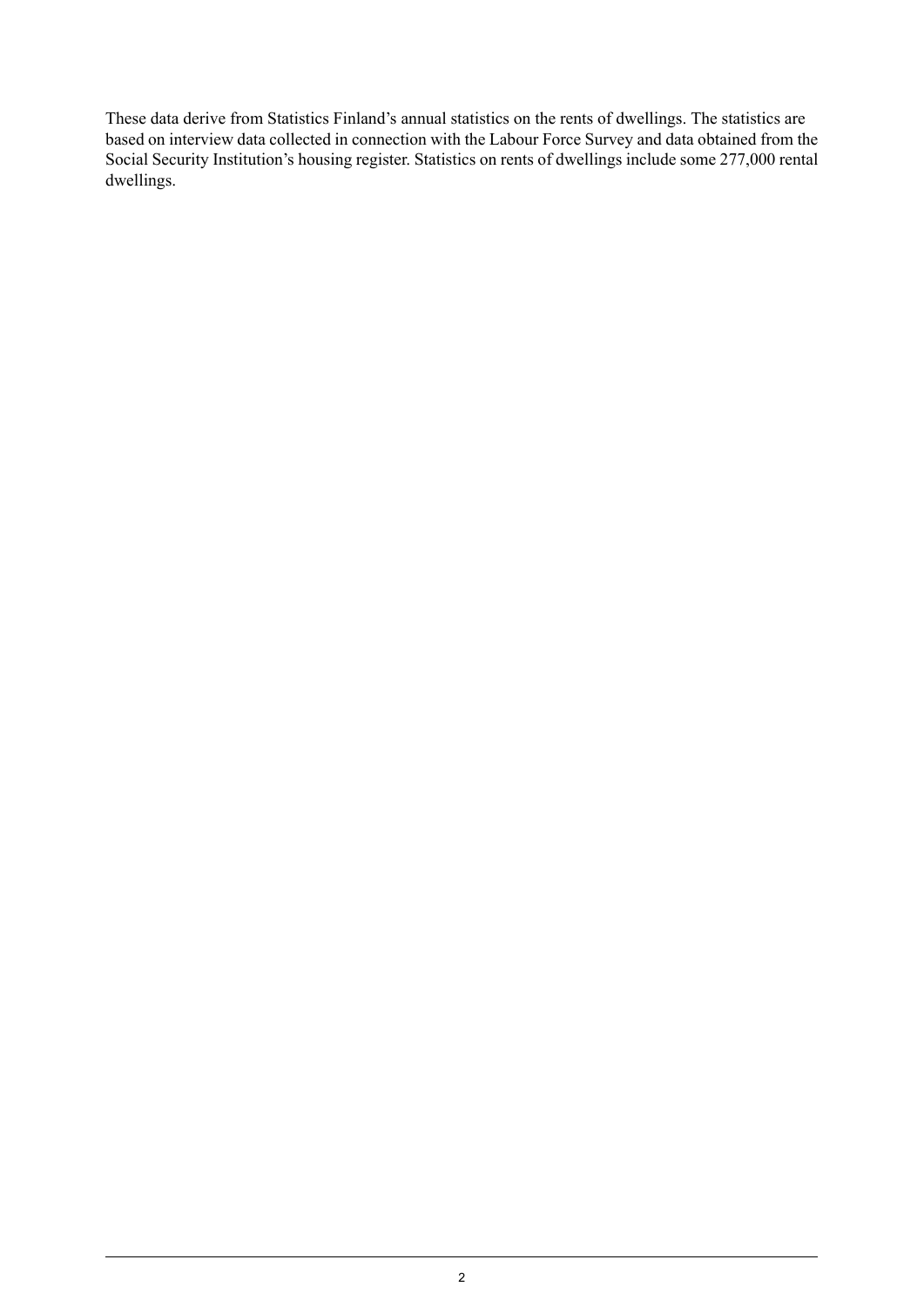These data derive from Statistics Finland's annual statistics on the rents of dwellings. The statistics are based on interview data collected in connection with the Labour Force Survey and data obtained from the Social Security Institution's housing register. Statistics on rents of dwellings include some 277,000 rental dwellings.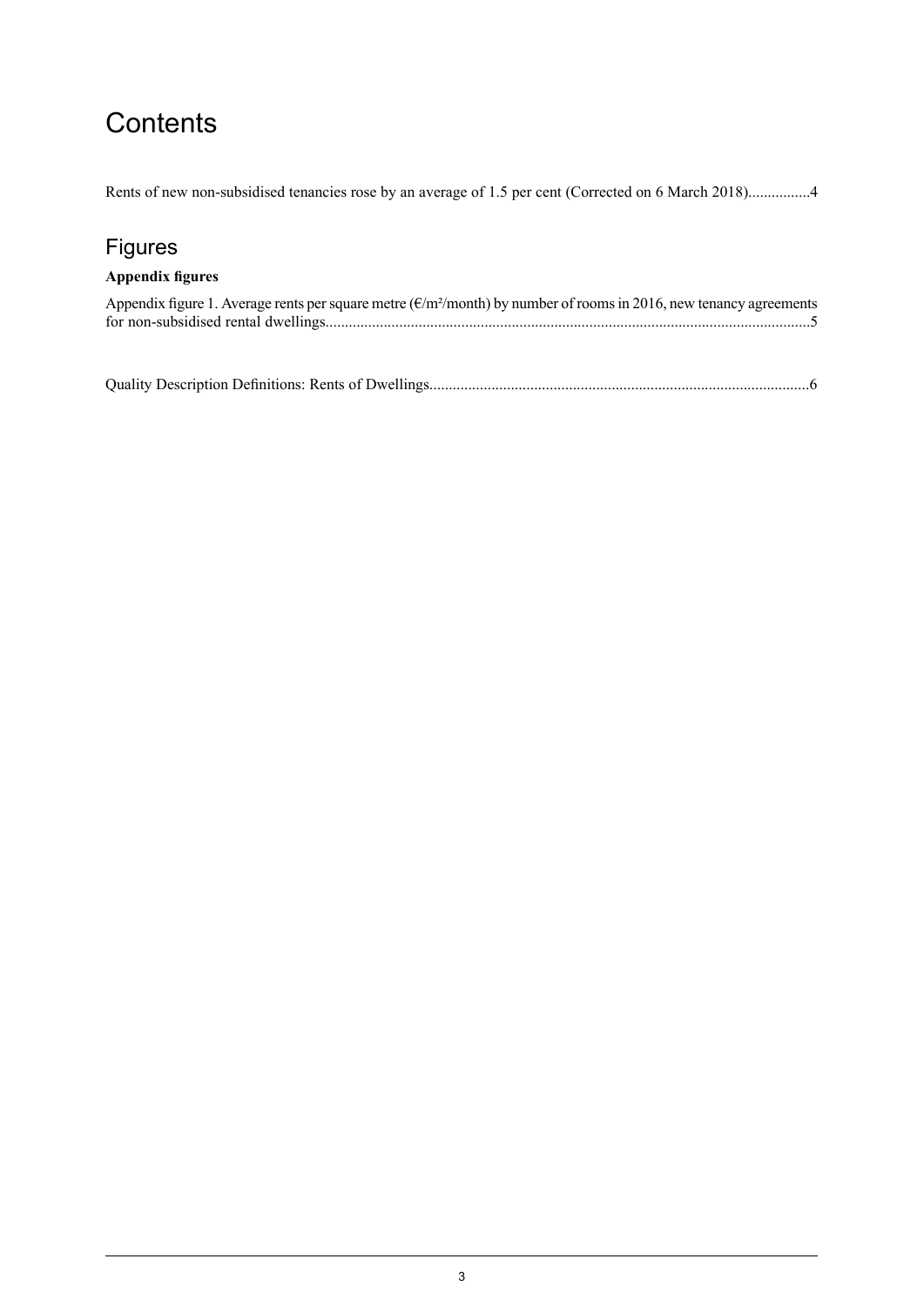# Contents

Rents of new non-subsidised tenancies rose by an average of 1.5 per cent (Corrected on 6 March 2018)................4

## Figures

**Appendix figures**

Appendix figure 1. Average rents per square metre (€/m²/month) by number of rooms in 2016, new tenancy agreements for non-subsidised rental dwellings............................................................................................................................5

Quality Description Definitions: Rents of Dwellings.................................................................................................6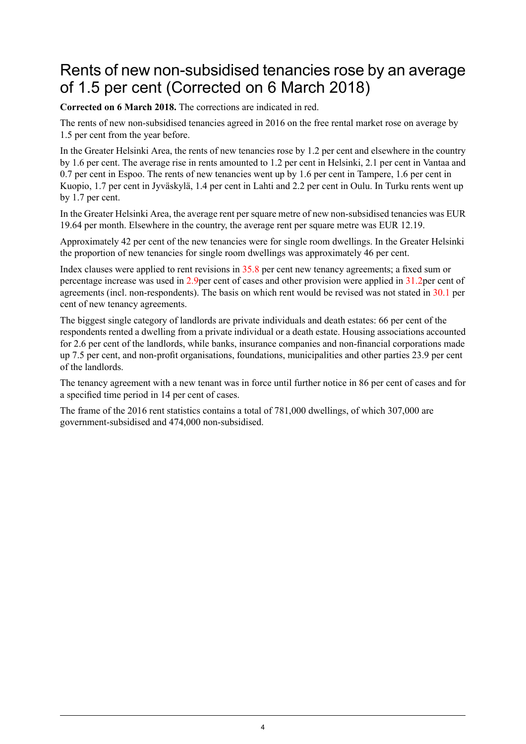# Rents of new non-subsidised tenancies rose by an average of 1.5 per cent (Corrected on 6 March 2018)

**Corrected on 6 March 2018.** The corrections are indicated in red.

The rents of new non-subsidised tenancies agreed in 2016 on the free rental market rose on average by 1.5 per cent from the year before.

In the Greater Helsinki Area, the rents of new tenancies rose by 1.2 per cent and elsewhere in the country by 1.6 per cent. The average rise in rents amounted to 1.2 per cent in Helsinki, 2.1 per cent in Vantaa and 0.7 per cent in Espoo. The rents of new tenancies went up by 1.6 per cent in Tampere, 1.6 per cent in Kuopio, 1.7 per cent in Jyväskylä, 1.4 per cent in Lahti and 2.2 per cent in Oulu. In Turku rents went up by 1.7 per cent.

In the Greater Helsinki Area, the average rent per square metre of new non-subsidised tenancies was EUR 19.64 per month. Elsewhere in the country, the average rent per square metre was EUR 12.19.

Approximately 42 per cent of the new tenancies were for single room dwellings. In the Greater Helsinki the proportion of new tenancies for single room dwellings was approximately 46 per cent.

Index clauses were applied to rent revisions in 35.8 per cent new tenancy agreements; a fixed sum or percentage increase was used in 2.9per cent of cases and other provision were applied in 31.2per cent of agreements (incl. non-respondents). The basis on which rent would be revised was not stated in 30.1 per cent of new tenancy agreements.

The biggest single category of landlords are private individuals and death estates: 66 per cent of the respondents rented a dwelling from a private individual or a death estate. Housing associations accounted for 2.6 per cent of the landlords, while banks, insurance companies and non-financial corporations made up 7.5 per cent, and non-profit organisations, foundations, municipalities and other parties 23.9 per cent of the landlords.

The tenancy agreement with a new tenant was in force until further notice in 86 per cent of cases and for a specified time period in 14 per cent of cases.

The frame of the 2016 rent statistics contains a total of 781,000 dwellings, of which 307,000 are government-subsidised and 474,000 non-subsidised.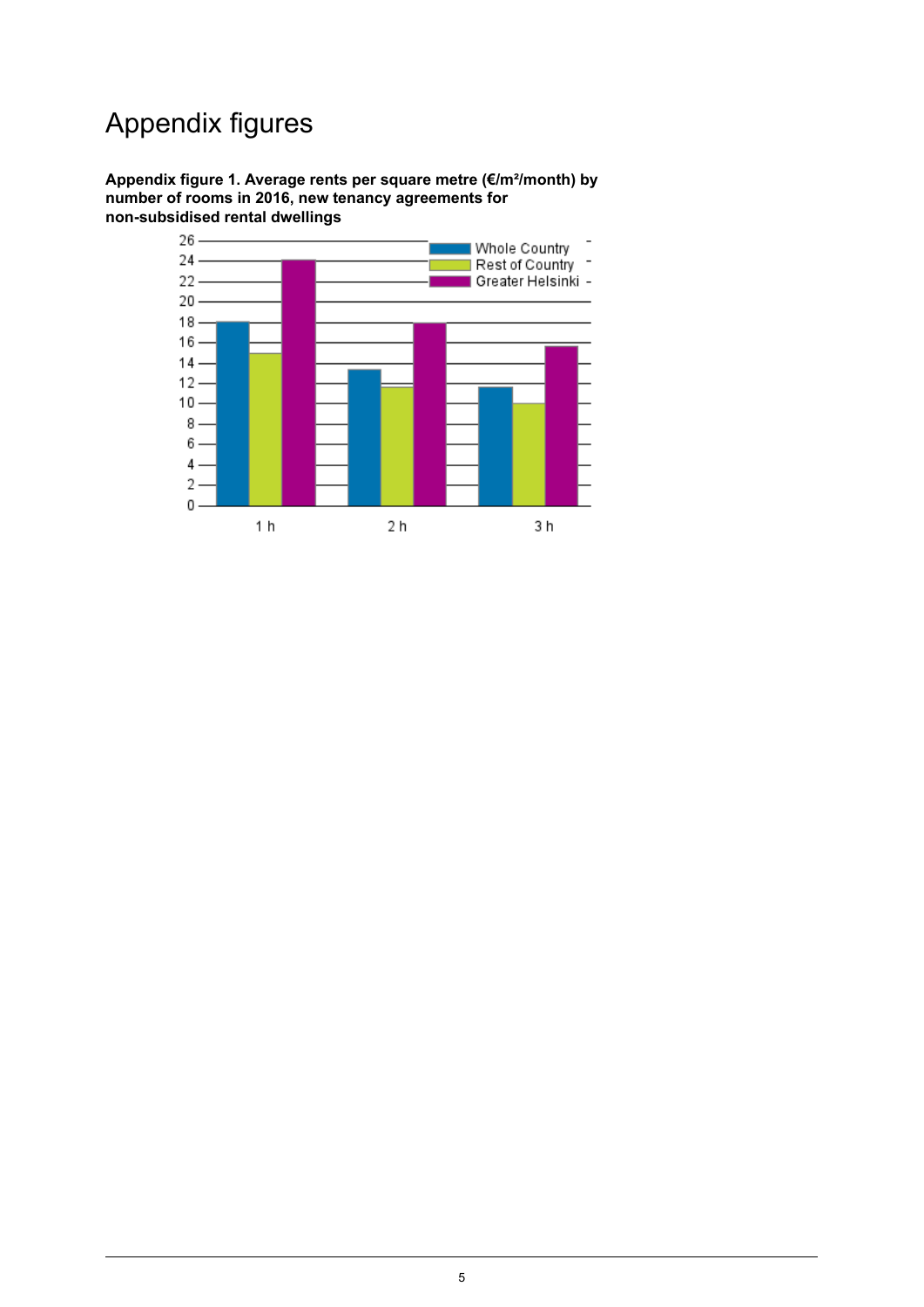# Appendix figures

**Appendix figure 1. Average rents per square metre (€/m²/month) by number of rooms in 2016, new tenancy agreements for non-subsidised rental dwellings**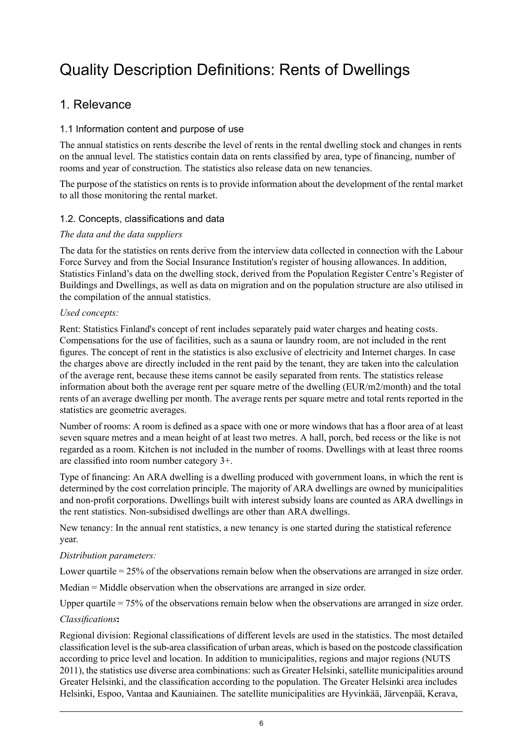# Quality Description Definitions: Rents of Dwellings

## 1. Relevance

### 1.1 Information content and purpose of use

The annual statistics on rents describe the level of rents in the rental dwelling stock and changes in rents on the annual level. The statistics contain data on rents classified by area, type of financing, number of rooms and year of construction. The statistics also release data on new tenancies.

The purpose of the statistics on rents is to provide information about the development of the rental market to all those monitoring the rental market.

### 1.2. Concepts, classifications and data

*The data and the data suppliers*

The data for the statistics on rents derive from the interview data collected in connection with the Labour Force Survey and from the Social Insurance Institution's register of housing allowances. In addition, Statistics Finland's data on the dwelling stock, derived from the Population Register Centre's Register of Buildings and Dwellings, as well as data on migration and on the population structure are also utilised in the compilation of the annual statistics.

*Used concepts:*

Rent: Statistics Finland's concept of rent includes separately paid water charges and heating costs. Compensations for the use of facilities, such as a sauna or laundry room, are not included in the rent figures. The concept of rent in the statistics is also exclusive of electricity and Internet charges. In case the charges above are directly included in the rent paid by the tenant, they are taken into the calculation of the average rent, because these items cannot be easily separated from rents. The statistics release information about both the average rent per square metre of the dwelling (EUR/m2/month) and the total rents of an average dwelling per month. The average rents per square metre and total rents reported in the statistics are geometric averages.

Number of rooms: A room is defined as a space with one or more windows that has a floor area of at least seven square metres and a mean height of at least two metres. A hall, porch, bed recess or the like is not regarded as a room. Kitchen is not included in the number of rooms. Dwellings with at least three rooms are classified into room number category 3+.

Type of financing: An ARA dwelling is a dwelling produced with government loans, in which the rent is determined by the cost correlation principle. The majority of ARA dwellings are owned by municipalities and non-profit corporations. Dwellings built with interest subsidy loans are counted as ARA dwellings in the rent statistics. Non-subsidised dwellings are other than ARA dwellings.

New tenancy: In the annual rent statistics, a new tenancy is one started during the statistical reference year.

*Distribution parameters:*

Lower quartile = 25% of the observations remain below when the observations are arranged in size order.

Median = Middle observation when the observations are arranged in size order.

Upper quartile = 75% of the observations remain below when the observations are arranged in size order.

*Classifications***:**

Regional division: Regional classifications of different levels are used in the statistics. The most detailed classification level is the sub-area classification of urban areas, which is based on the postcode classification according to price level and location. In addition to municipalities, regions and major regions (NUTS 2011), the statistics use diverse area combinations: such as Greater Helsinki, satellite municipalities around Greater Helsinki, and the classification according to the population. The Greater Helsinki area includes Helsinki, Espoo, Vantaa and Kauniainen. The satellite municipalities are Hyvinkää, Järvenpää, Kerava,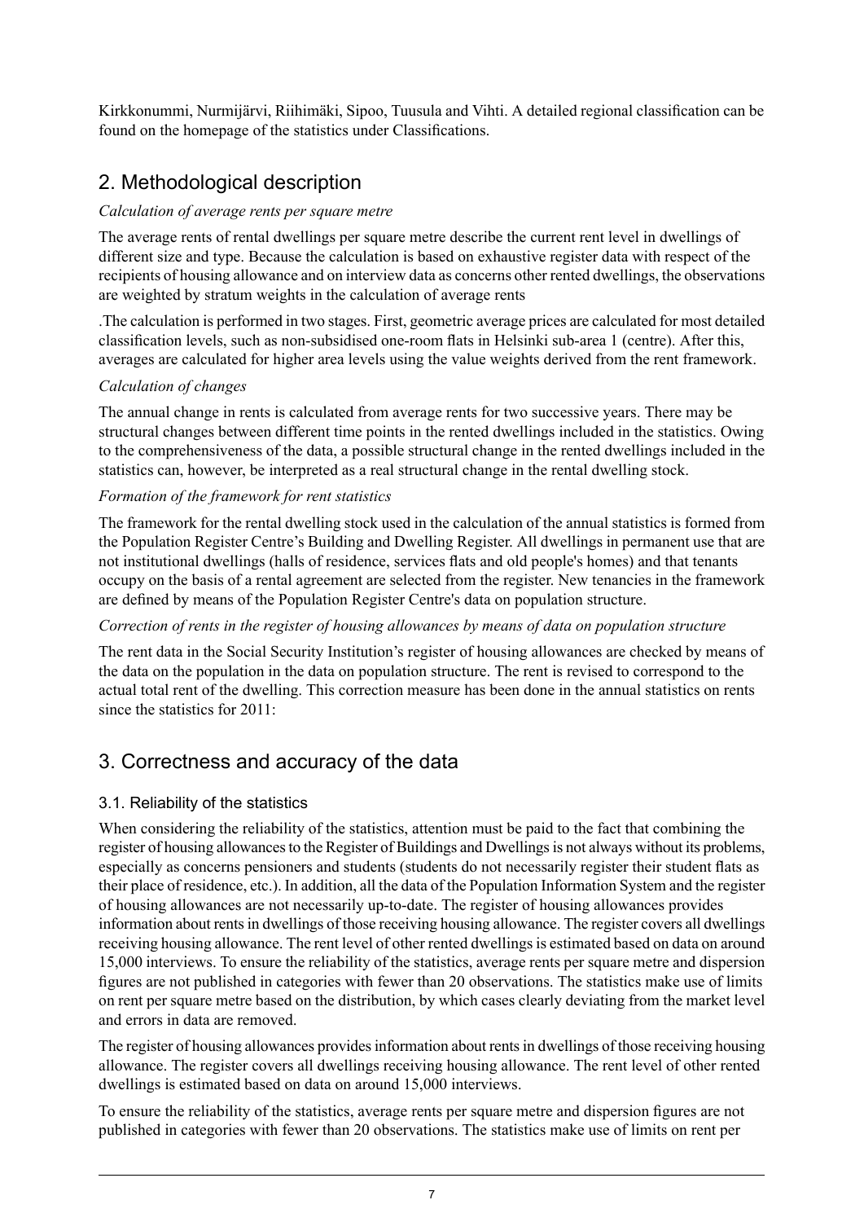Kirkkonummi, Nurmijärvi, Riihimäki, Sipoo, Tuusula and Vihti. A detailed regional classification can be found on the homepage of the statistics under Classifications.

## 2. Methodological description

*Calculation of average rents per square metre*

The average rents of rental dwellings per square metre describe the current rent level in dwellings of different size and type. Because the calculation is based on exhaustive register data with respect of the recipients of housing allowance and on interview data as concerns other rented dwellings, the observations are weighted by stratum weights in the calculation of average rents

.The calculation is performed in two stages. First, geometric average prices are calculated for most detailed classification levels, such as non-subsidised one-room flats in Helsinki sub-area 1 (centre). After this, averages are calculated for higher area levels using the value weights derived from the rent framework.

*Calculation of changes*

The annual change in rents is calculated from average rents for two successive years. There may be structural changes between different time points in the rented dwellings included in the statistics. Owing to the comprehensiveness of the data, a possible structural change in the rented dwellings included in the statistics can, however, be interpreted as a real structural change in the rental dwelling stock.

*Formation of the framework for rent statistics*

The framework for the rental dwelling stock used in the calculation of the annual statistics is formed from the Population Register Centre's Building and Dwelling Register. All dwellings in permanent use that are not institutional dwellings (halls of residence, services flats and old people's homes) and that tenants occupy on the basis of a rental agreement are selected from the register. New tenancies in the framework are defined by means of the Population Register Centre's data on population structure.

*Correction of rents in the register of housing allowances by means of data on population structure*

The rent data in the Social Security Institution's register of housing allowances are checked by means of the data on the population in the data on population structure. The rent is revised to correspond to the actual total rent of the dwelling. This correction measure has been done in the annual statistics on rents since the statistics for 2011:

## 3. Correctness and accuracy of the data

### 3.1. Reliability of the statistics

When considering the reliability of the statistics, attention must be paid to the fact that combining the register of housing allowances to the Register of Buildings and Dwellings is not always without its problems, especially as concerns pensioners and students (students do not necessarily register their student flats as their place of residence, etc.). In addition, all the data of the Population Information System and the register of housing allowances are not necessarily up-to-date. The register of housing allowances provides information about rents in dwellings of those receiving housing allowance. The register covers all dwellings receiving housing allowance. The rent level of other rented dwellings is estimated based on data on around 15,000 interviews. To ensure the reliability of the statistics, average rents per square metre and dispersion figures are not published in categories with fewer than 20 observations. The statistics make use of limits on rent per square metre based on the distribution, by which cases clearly deviating from the market level and errors in data are removed.

The register of housing allowances provides information about rents in dwellings of those receiving housing allowance. The register covers all dwellings receiving housing allowance. The rent level of other rented dwellings is estimated based on data on around 15,000 interviews.

To ensure the reliability of the statistics, average rents per square metre and dispersion figures are not published in categories with fewer than 20 observations. The statistics make use of limits on rent per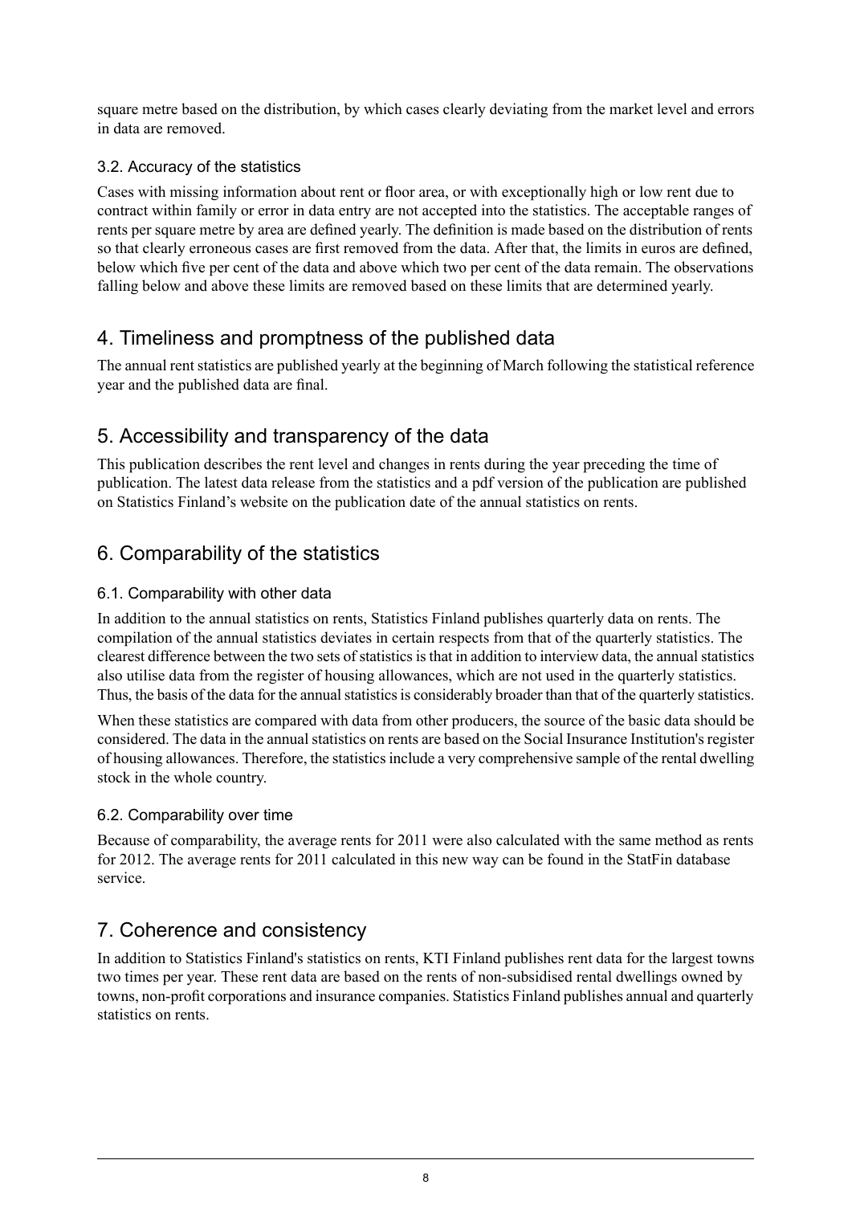square metre based on the distribution, by which cases clearly deviating from the market level and errors in data are removed.

### 3.2. Accuracy of the statistics

Cases with missing information about rent or floor area, or with exceptionally high or low rent due to contract within family or error in data entry are not accepted into the statistics. The acceptable ranges of rents per square metre by area are defined yearly. The definition is made based on the distribution of rents so that clearly erroneous cases are first removed from the data. After that, the limits in euros are defined, below which five per cent of the data and above which two per cent of the data remain. The observations falling below and above these limits are removed based on these limits that are determined yearly.

## 4. Timeliness and promptness of the published data

The annual rent statistics are published yearly at the beginning of March following the statistical reference year and the published data are final.

## 5. Accessibility and transparency of the data

This publication describes the rent level and changes in rents during the year preceding the time of publication. The latest data release from the statistics and a pdf version of the publication are published on Statistics Finland's website on the publication date of the annual statistics on rents.

## 6. Comparability of the statistics

### 6.1. Comparability with other data

In addition to the annual statistics on rents, Statistics Finland publishes quarterly data on rents. The compilation of the annual statistics deviates in certain respects from that of the quarterly statistics. The clearest difference between the two sets of statistics is that in addition to interview data, the annual statistics also utilise data from the register of housing allowances, which are not used in the quarterly statistics. Thus, the basis of the data for the annual statistics is considerably broader than that of the quarterly statistics.

When these statistics are compared with data from other producers, the source of the basic data should be considered. The data in the annual statistics on rents are based on the Social Insurance Institution's register of housing allowances. Therefore, the statistics include a very comprehensive sample of the rental dwelling stock in the whole country.

### 6.2. Comparability over time

Because of comparability, the average rents for 2011 were also calculated with the same method as rents for 2012. The average rents for 2011 calculated in this new way can be found in the StatFin database service.

## 7. Coherence and consistency

In addition to Statistics Finland's statistics on rents, KTI Finland publishes rent data for the largest towns two times per year. These rent data are based on the rents of non-subsidised rental dwellings owned by towns, non-profit corporations and insurance companies. Statistics Finland publishes annual and quarterly statistics on rents.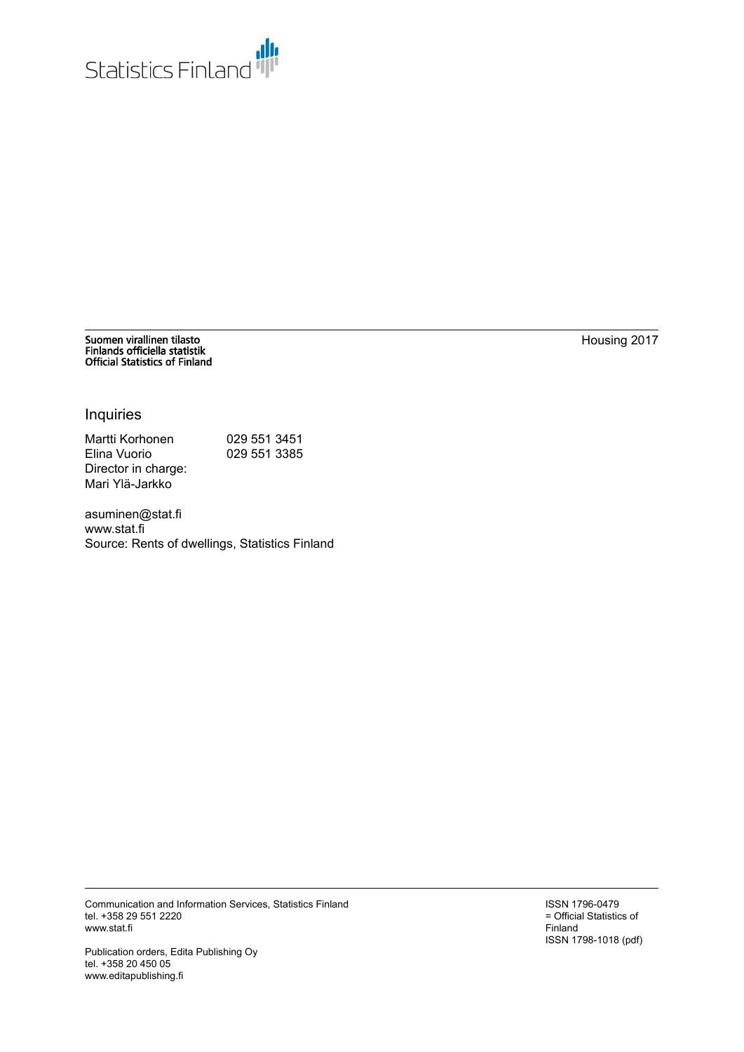Statistics Finland

Suomen virallinen tilasto
Finlands officiella statistik
Official Statistics of Finland

Housing 2017

## Inquiries

| | |
|---|---|
| Martti Korhonen | 029 551 3451 |
| Elina Vuorio | 029 551 3385 |
| Director in charge: | |
| Mari Ylä-Jarkko | |

asuminen@stat.fi
www.stat.fi
Source: Rents of dwellings, Statistics Finland

Communication and Information Services, Statistics Finland
tel. +358 29 551 2220
www.stat.fi

Publication orders, Edita Publishing Oy
tel. +358 20 450 05
www.editapublishing.fi

ISSN 1796-0479
= Official Statistics of Finland
ISSN 1798-1018 (pdf)